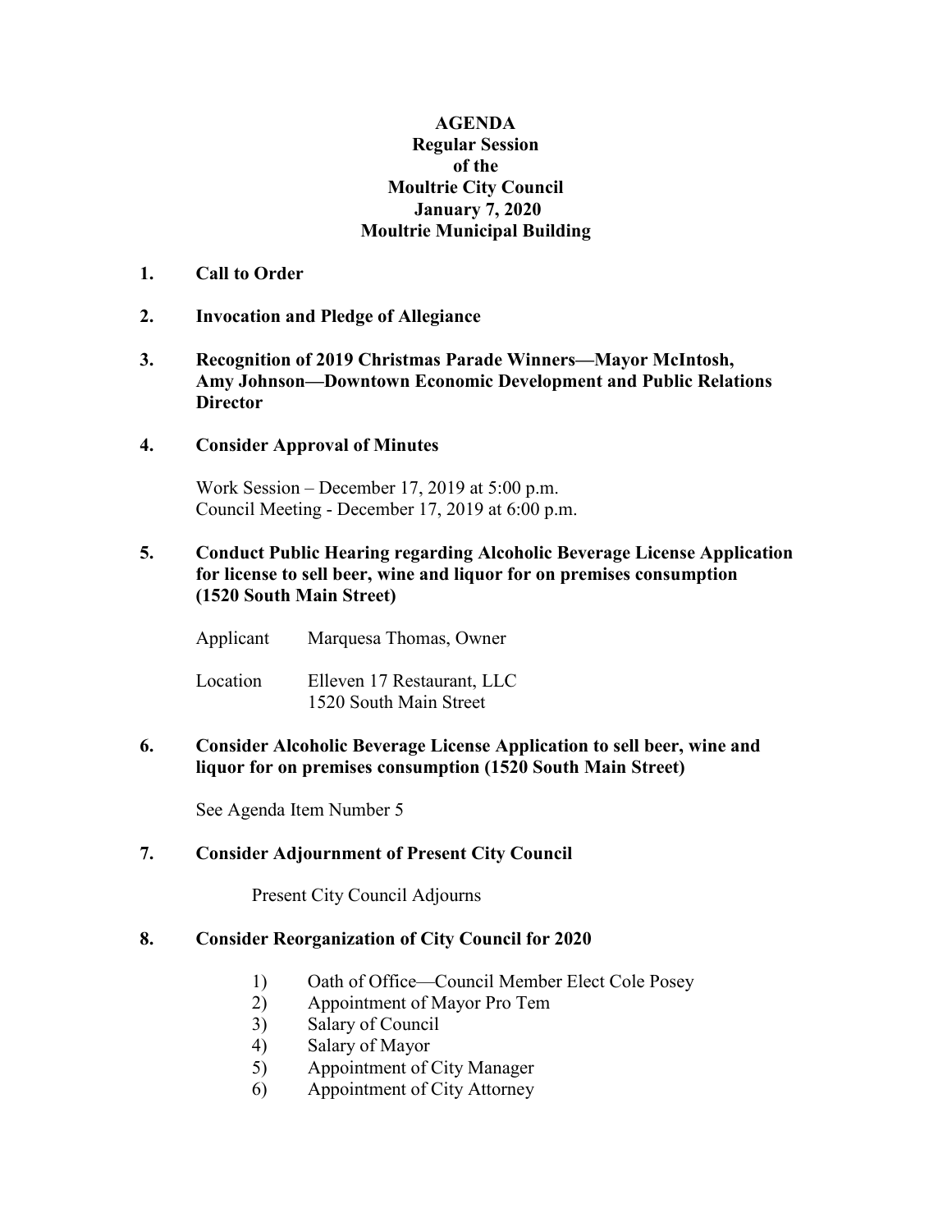**AGENDA**
**Regular Session**
**of the**
**Moultrie City Council**
**January 7, 2020**
**Moultrie Municipal Building**

**1. Call to Order**

**2. Invocation and Pledge of Allegiance**

**3. Recognition of 2019 Christmas Parade Winners—Mayor McIntosh, Amy Johnson—Downtown Economic Development and Public Relations Director**

**4. Consider Approval of Minutes**

Work Session – December 17, 2019 at 5:00 p.m.
Council Meeting - December 17, 2019 at 6:00 p.m.

**5. Conduct Public Hearing regarding Alcoholic Beverage License Application for license to sell beer, wine and liquor for on premises consumption (1520 South Main Street)**

Applicant Marquesa Thomas, Owner

Location Elleven 17 Restaurant, LLC
1520 South Main Street

**6. Consider Alcoholic Beverage License Application to sell beer, wine and liquor for on premises consumption (1520 South Main Street)**

See Agenda Item Number 5

**7. Consider Adjournment of Present City Council**

Present City Council Adjourns

**8. Consider Reorganization of City Council for 2020**

1) Oath of Office—Council Member Elect Cole Posey
2) Appointment of Mayor Pro Tem
3) Salary of Council
4) Salary of Mayor
5) Appointment of City Manager
6) Appointment of City Attorney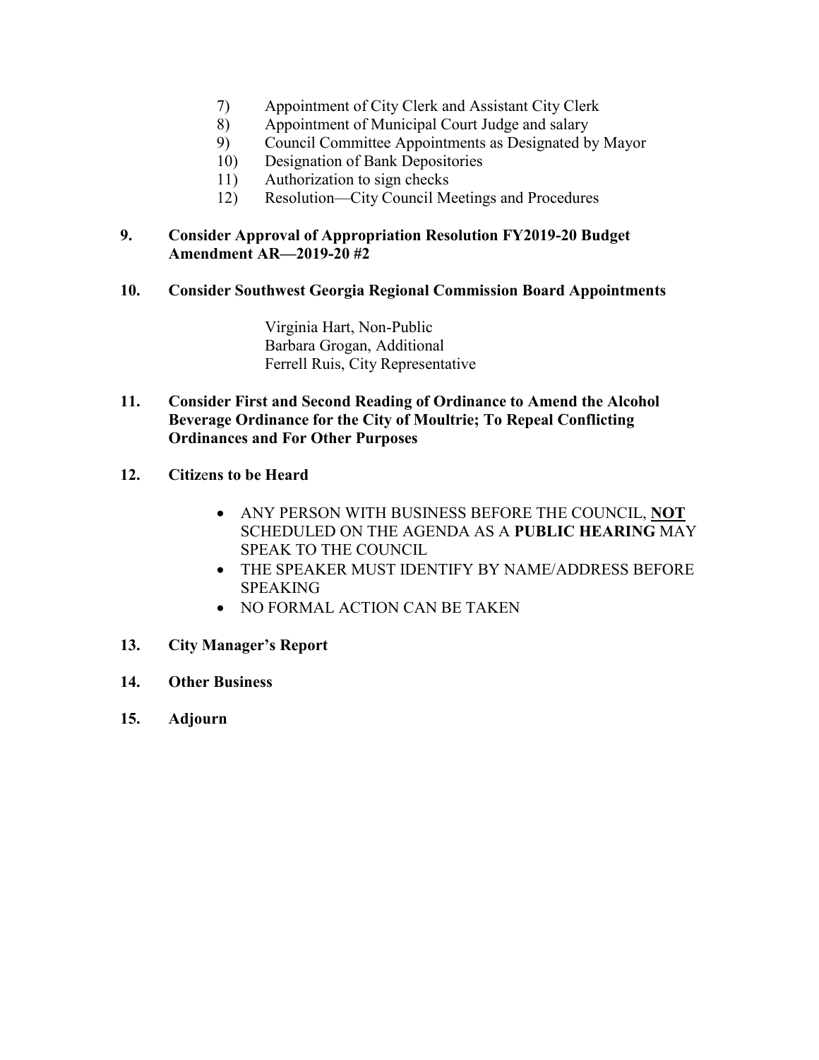7) Appointment of City Clerk and Assistant City Clerk
8) Appointment of Municipal Court Judge and salary
9) Council Committee Appointments as Designated by Mayor
10) Designation of Bank Depositories
11) Authorization to sign checks
12) Resolution—City Council Meetings and Procedures

**9. Consider Approval of Appropriation Resolution FY2019-20 Budget Amendment AR—2019-20 #2**

**10. Consider Southwest Georgia Regional Commission Board Appointments**

Virginia Hart, Non-Public
Barbara Grogan, Additional
Ferrell Ruis, City Representative

**11. Consider First and Second Reading of Ordinance to Amend the Alcohol Beverage Ordinance for the City of Moultrie; To Repeal Conflicting Ordinances and For Other Purposes**

**12. Citizens to be Heard**

- ANY PERSON WITH BUSINESS BEFORE THE COUNCIL, **NOT** SCHEDULED ON THE AGENDA AS A **PUBLIC HEARING** MAY SPEAK TO THE COUNCIL
- THE SPEAKER MUST IDENTIFY BY NAME/ADDRESS BEFORE SPEAKING
- NO FORMAL ACTION CAN BE TAKEN

**13. City Manager's Report**

**14. Other Business**

**15. Adjourn**